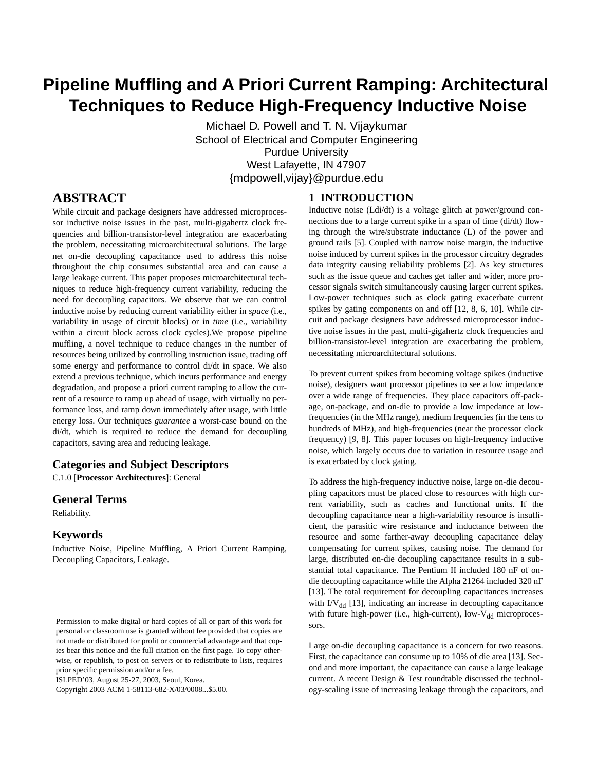# Pipeline Muffling and A Priori Current Ramping: Architectural Techniques to Reduce High-Frequency Inductive Noise

Michael D. Powell and T. N. Vijaykumar
School of Electrical and Computer Engineering
Purdue University
West Lafayette, IN 47907
{mdpowell,vijay}@purdue.edu

## ABSTRACT

While circuit and package designers have addressed microprocessor inductive noise issues in the past, multi-gigahertz clock frequencies and billion-transistor-level integration are exacerbating the problem, necessitating microarchitectural solutions. The large net on-die decoupling capacitance used to address this noise throughout the chip consumes substantial area and can cause a large leakage current. This paper proposes microarchitectural techniques to reduce high-frequency current variability, reducing the need for decoupling capacitors. We observe that we can control inductive noise by reducing current variability either in *space* (i.e., variability in usage of circuit blocks) or in *time* (i.e., variability within a circuit block across clock cycles).We propose pipeline muffling, a novel technique to reduce changes in the number of resources being utilized by controlling instruction issue, trading off some energy and performance to control di/dt in space. We also extend a previous technique, which incurs performance and energy degradation, and propose a priori current ramping to allow the current of a resource to ramp up ahead of usage, with virtually no performance loss, and ramp down immediately after usage, with little energy loss. Our techniques *guarantee* a worst-case bound on the di/dt, which is required to reduce the demand for decoupling capacitors, saving area and reducing leakage.

### Categories and Subject Descriptors

C.1.0 [**Processor Architectures**]: General

### General Terms

Reliability.

### Keywords

Inductive Noise, Pipeline Muffling, A Priori Current Ramping, Decoupling Capacitors, Leakage.

Permission to make digital or hard copies of all or part of this work for personal or classroom use is granted without fee provided that copies are not made or distributed for profit or commercial advantage and that copies bear this notice and the full citation on the first page. To copy otherwise, or republish, to post on servers or to redistribute to lists, requires prior specific permission and/or a fee.
ISLPED'03, August 25-27, 2003, Seoul, Korea.
Copyright 2003 ACM 1-58113-682-X/03/0008...$5.00.

## 1 INTRODUCTION

Inductive noise (Ldi/dt) is a voltage glitch at power/ground connections due to a large current spike in a span of time (di/dt) flowing through the wire/substrate inductance (L) of the power and ground rails [5]. Coupled with narrow noise margin, the inductive noise induced by current spikes in the processor circuitry degrades data integrity causing reliability problems [2]. As key structures such as the issue queue and caches get taller and wider, more processor signals switch simultaneously causing larger current spikes. Low-power techniques such as clock gating exacerbate current spikes by gating components on and off [12, 8, 6, 10]. While circuit and package designers have addressed microprocessor inductive noise issues in the past, multi-gigahertz clock frequencies and billion-transistor-level integration are exacerbating the problem, necessitating microarchitectural solutions.

To prevent current spikes from becoming voltage spikes (inductive noise), designers want processor pipelines to see a low impedance over a wide range of frequencies. They place capacitors off-package, on-package, and on-die to provide a low impedance at low-frequencies (in the MHz range), medium frequencies (in the tens to hundreds of MHz), and high-frequencies (near the processor clock frequency) [9, 8]. This paper focuses on high-frequency inductive noise, which largely occurs due to variation in resource usage and is exacerbated by clock gating.

To address the high-frequency inductive noise, large on-die decoupling capacitors must be placed close to resources with high current variability, such as caches and functional units. If the decoupling capacitance near a high-variability resource is insufficient, the parasitic wire resistance and inductance between the resource and some farther-away decoupling capacitance delay compensating for current spikes, causing noise. The demand for large, distributed on-die decoupling capacitance results in a substantial total capacitance. The Pentium II included 180 nF of on-die decoupling capacitance while the Alpha 21264 included 320 nF [13]. The total requirement for decoupling capacitances increases with $I/V_{dd}$ [13], indicating an increase in decoupling capacitance with future high-power (i.e., high-current), low-$V_{dd}$ microprocessors.

Large on-die decoupling capacitance is a concern for two reasons. First, the capacitance can consume up to 10% of die area [13]. Second and more important, the capacitance can cause a large leakage current. A recent Design & Test roundtable discussed the technology-scaling issue of increasing leakage through the capacitors, and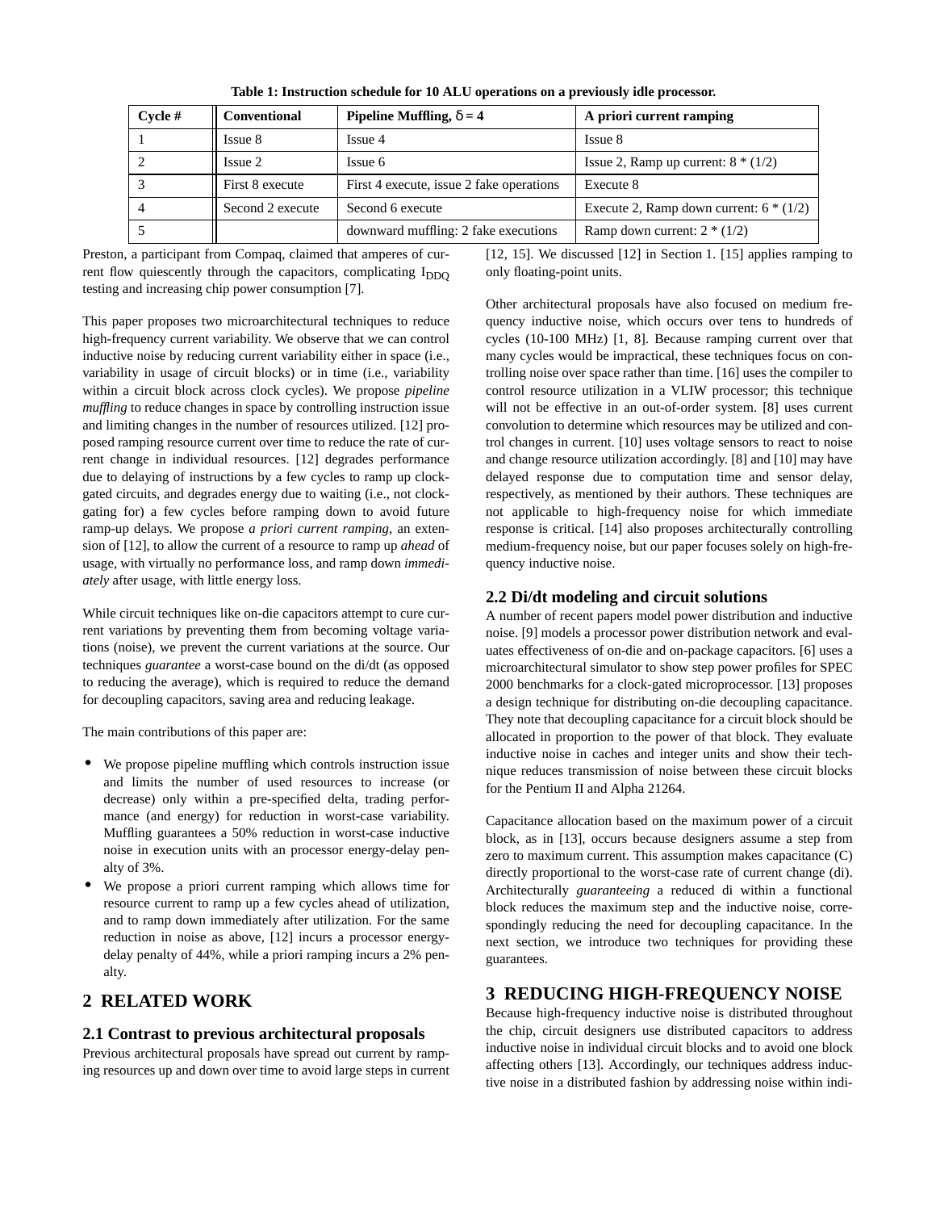**Table 1: Instruction schedule for 10 ALU operations on a previously idle processor.**

| Cycle # | Conventional | Pipeline Muffling, δ = 4 | A priori current ramping |
|---|---|---|---|
| 1 | Issue 8 | Issue 4 | Issue 8 |
| 2 | Issue 2 | Issue 6 | Issue 2, Ramp up current: 8 * (1/2) |
| 3 | First 8 execute | First 4 execute, issue 2 fake operations | Execute 8 |
| 4 | Second 2 execute | Second 6 execute | Execute 2, Ramp down current: 6 * (1/2) |
| 5 | | downward muffling: 2 fake executions | Ramp down current: 2 * (1/2) |

Preston, a participant from Compaq, claimed that amperes of current flow quiescently through the capacitors, complicating $I_{DDQ}$ testing and increasing chip power consumption [7].

This paper proposes two microarchitectural techniques to reduce high-frequency current variability. We observe that we can control inductive noise by reducing current variability either in space (i.e., variability in usage of circuit blocks) or in time (i.e., variability within a circuit block across clock cycles). We propose *pipeline muffling* to reduce changes in space by controlling instruction issue and limiting changes in the number of resources utilized. [12] proposed ramping resource current over time to reduce the rate of current change in individual resources. [12] degrades performance due to delaying of instructions by a few cycles to ramp up clock-gated circuits, and degrades energy due to waiting (i.e., not clock-gating for) a few cycles before ramping down to avoid future ramp-up delays. We propose *a priori current ramping*, an extension of [12], to allow the current of a resource to ramp up *ahead* of usage, with virtually no performance loss, and ramp down *immediately* after usage, with little energy loss.

While circuit techniques like on-die capacitors attempt to cure current variations by preventing them from becoming voltage variations (noise), we prevent the current variations at the source. Our techniques *guarantee* a worst-case bound on the di/dt (as opposed to reducing the average), which is required to reduce the demand for decoupling capacitors, saving area and reducing leakage.

The main contributions of this paper are:

- We propose pipeline muffling which controls instruction issue and limits the number of used resources to increase (or decrease) only within a pre-specified delta, trading performance (and energy) for reduction in worst-case variability. Muffling guarantees a 50% reduction in worst-case inductive noise in execution units with an processor energy-delay penalty of 3%.
- We propose a priori current ramping which allows time for resource current to ramp up a few cycles ahead of utilization, and to ramp down immediately after utilization. For the same reduction in noise as above, [12] incurs a processor energy-delay penalty of 44%, while a priori ramping incurs a 2% penalty.

## 2 RELATED WORK

### 2.1 Contrast to previous architectural proposals

Previous architectural proposals have spread out current by ramping resources up and down over time to avoid large steps in current [12, 15]. We discussed [12] in Section 1. [15] applies ramping to only floating-point units.

Other architectural proposals have also focused on medium frequency inductive noise, which occurs over tens to hundreds of cycles (10-100 MHz) [1, 8]. Because ramping current over that many cycles would be impractical, these techniques focus on controlling noise over space rather than time. [16] uses the compiler to control resource utilization in a VLIW processor; this technique will not be effective in an out-of-order system. [8] uses current convolution to determine which resources may be utilized and control changes in current. [10] uses voltage sensors to react to noise and change resource utilization accordingly. [8] and [10] may have delayed response due to computation time and sensor delay, respectively, as mentioned by their authors. These techniques are not applicable to high-frequency noise for which immediate response is critical. [14] also proposes architecturally controlling medium-frequency noise, but our paper focuses solely on high-frequency inductive noise.

### 2.2 Di/dt modeling and circuit solutions

A number of recent papers model power distribution and inductive noise. [9] models a processor power distribution network and evaluates effectiveness of on-die and on-package capacitors. [6] uses a microarchitectural simulator to show step power profiles for SPEC 2000 benchmarks for a clock-gated microprocessor. [13] proposes a design technique for distributing on-die decoupling capacitance. They note that decoupling capacitance for a circuit block should be allocated in proportion to the power of that block. They evaluate inductive noise in caches and integer units and show their technique reduces transmission of noise between these circuit blocks for the Pentium II and Alpha 21264.

Capacitance allocation based on the maximum power of a circuit block, as in [13], occurs because designers assume a step from zero to maximum current. This assumption makes capacitance (C) directly proportional to the worst-case rate of current change (di). Architecturally *guaranteeing* a reduced di within a functional block reduces the maximum step and the inductive noise, correspondingly reducing the need for decoupling capacitance. In the next section, we introduce two techniques for providing these guarantees.

## 3 REDUCING HIGH-FREQUENCY NOISE

Because high-frequency inductive noise is distributed throughout the chip, circuit designers use distributed capacitors to address inductive noise in individual circuit blocks and to avoid one block affecting others [13]. Accordingly, our techniques address inductive noise in a distributed fashion by addressing noise within indi-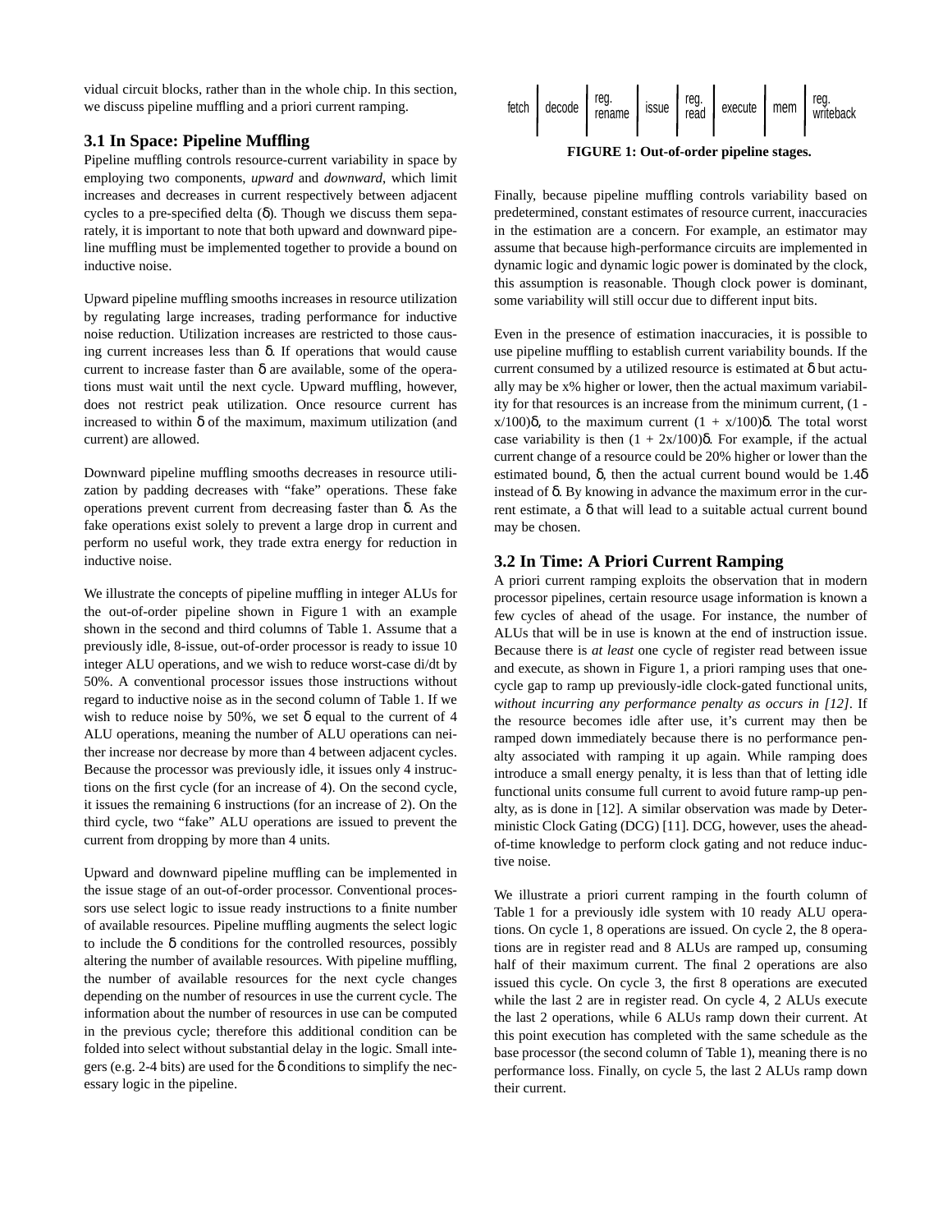vidual circuit blocks, rather than in the whole chip. In this section, we discuss pipeline muffling and a priori current ramping.

### 3.1 In Space: Pipeline Muffling

Pipeline muffling controls resource-current variability in space by employing two components, *upward* and *downward*, which limit increases and decreases in current respectively between adjacent cycles to a pre-specified delta (δ). Though we discuss them separately, it is important to note that both upward and downward pipeline muffling must be implemented together to provide a bound on inductive noise.

Upward pipeline muffling smooths increases in resource utilization by regulating large increases, trading performance for inductive noise reduction. Utilization increases are restricted to those causing current increases less than δ. If operations that would cause current to increase faster than δ are available, some of the operations must wait until the next cycle. Upward muffling, however, does not restrict peak utilization. Once resource current has increased to within δ of the maximum, maximum utilization (and current) are allowed.

Downward pipeline muffling smooths decreases in resource utilization by padding decreases with "fake" operations. These fake operations prevent current from decreasing faster than δ. As the fake operations exist solely to prevent a large drop in current and perform no useful work, they trade extra energy for reduction in inductive noise.

We illustrate the concepts of pipeline muffling in integer ALUs for the out-of-order pipeline shown in Figure 1 with an example shown in the second and third columns of Table 1. Assume that a previously idle, 8-issue, out-of-order processor is ready to issue 10 integer ALU operations, and we wish to reduce worst-case di/dt by 50%. A conventional processor issues those instructions without regard to inductive noise as in the second column of Table 1. If we wish to reduce noise by 50%, we set δ equal to the current of 4 ALU operations, meaning the number of ALU operations can neither increase nor decrease by more than 4 between adjacent cycles. Because the processor was previously idle, it issues only 4 instructions on the first cycle (for an increase of 4). On the second cycle, it issues the remaining 6 instructions (for an increase of 2). On the third cycle, two "fake" ALU operations are issued to prevent the current from dropping by more than 4 units.

Upward and downward pipeline muffling can be implemented in the issue stage of an out-of-order processor. Conventional processors use select logic to issue ready instructions to a finite number of available resources. Pipeline muffling augments the select logic to include the δ conditions for the controlled resources, possibly altering the number of available resources. With pipeline muffling, the number of available resources for the next cycle changes depending on the number of resources in use the current cycle. The information about the number of resources in use can be computed in the previous cycle; therefore this additional condition can be folded into select without substantial delay in the logic. Small integers (e.g. 2-4 bits) are used for the δ conditions to simplify the necessary logic in the pipeline.

| fetch | decode | reg. rename | issue | reg. read | execute | mem | reg. writeback |
|---|---|---|---|---|---|---|---|

**FIGURE 1: Out-of-order pipeline stages.**

Finally, because pipeline muffling controls variability based on predetermined, constant estimates of resource current, inaccuracies in the estimation are a concern. For example, an estimator may assume that because high-performance circuits are implemented in dynamic logic and dynamic logic power is dominated by the clock, this assumption is reasonable. Though clock power is dominant, some variability will still occur due to different input bits.

Even in the presence of estimation inaccuracies, it is possible to use pipeline muffling to establish current variability bounds. If the current consumed by a utilized resource is estimated at δ but actually may be x% higher or lower, then the actual maximum variability for that resources is an increase from the minimum current, $(1 - x/100)\delta$, to the maximum current $(1 + x/100)\delta$. The total worst case variability is then $(1 + 2x/100)\delta$. For example, if the actual current change of a resource could be 20% higher or lower than the estimated bound, δ, then the actual current bound would be 1.4δ instead of δ. By knowing in advance the maximum error in the current estimate, a δ that will lead to a suitable actual current bound may be chosen.

### 3.2 In Time: A Priori Current Ramping

A priori current ramping exploits the observation that in modern processor pipelines, certain resource usage information is known a few cycles of ahead of the usage. For instance, the number of ALUs that will be in use is known at the end of instruction issue. Because there is *at least* one cycle of register read between issue and execute, as shown in Figure 1, a priori ramping uses that one-cycle gap to ramp up previously-idle clock-gated functional units, *without incurring any performance penalty as occurs in [12]*. If the resource becomes idle after use, it's current may then be ramped down immediately because there is no performance penalty associated with ramping it up again. While ramping does introduce a small energy penalty, it is less than that of letting idle functional units consume full current to avoid future ramp-up penalty, as is done in [12]. A similar observation was made by Deterministic Clock Gating (DCG) [11]. DCG, however, uses the ahead-of-time knowledge to perform clock gating and not reduce inductive noise.

We illustrate a priori current ramping in the fourth column of Table 1 for a previously idle system with 10 ready ALU operations. On cycle 1, 8 operations are issued. On cycle 2, the 8 operations are in register read and 8 ALUs are ramped up, consuming half of their maximum current. The final 2 operations are also issued this cycle. On cycle 3, the first 8 operations are executed while the last 2 are in register read. On cycle 4, 2 ALUs execute the last 2 operations, while 6 ALUs ramp down their current. At this point execution has completed with the same schedule as the base processor (the second column of Table 1), meaning there is no performance loss. Finally, on cycle 5, the last 2 ALUs ramp down their current.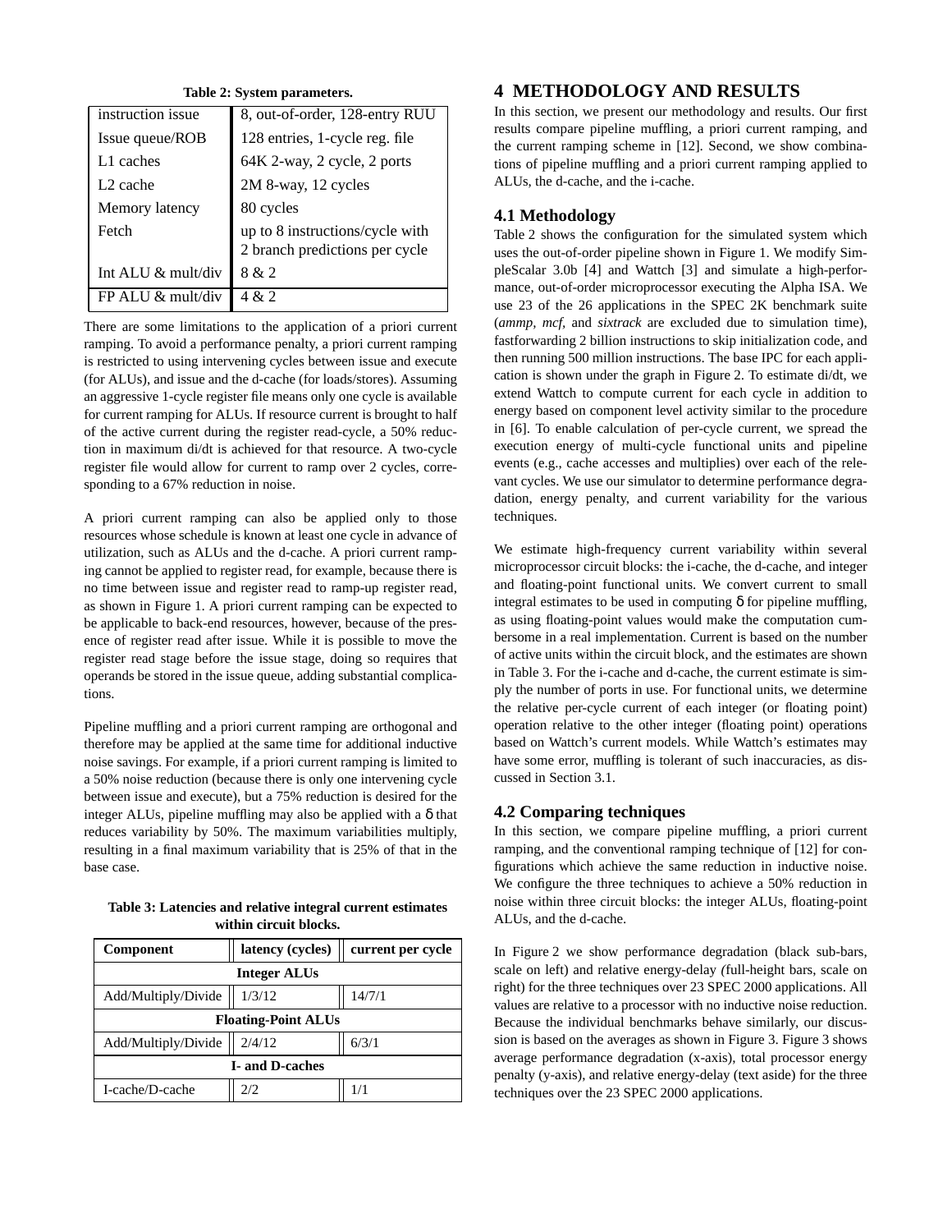**Table 2: System parameters.**

| | |
|---|---|
| instruction issue | 8, out-of-order, 128-entry RUU |
| Issue queue/ROB | 128 entries, 1-cycle reg. file |
| L1 caches | 64K 2-way, 2 cycle, 2 ports |
| L2 cache | 2M 8-way, 12 cycles |
| Memory latency | 80 cycles |
| Fetch | up to 8 instructions/cycle with 2 branch predictions per cycle |
| Int ALU & mult/div | 8 & 2 |
| FP ALU & mult/div | 4 & 2 |

There are some limitations to the application of a priori current ramping. To avoid a performance penalty, a priori current ramping is restricted to using intervening cycles between issue and execute (for ALUs), and issue and the d-cache (for loads/stores). Assuming an aggressive 1-cycle register file means only one cycle is available for current ramping for ALUs. If resource current is brought to half of the active current during the register read-cycle, a 50% reduction in maximum di/dt is achieved for that resource. A two-cycle register file would allow for current to ramp over 2 cycles, corresponding to a 67% reduction in noise.

A priori current ramping can also be applied only to those resources whose schedule is known at least one cycle in advance of utilization, such as ALUs and the d-cache. A priori current ramping cannot be applied to register read, for example, because there is no time between issue and register read to ramp-up register read, as shown in Figure 1. A priori current ramping can be expected to be applicable to back-end resources, however, because of the presence of register read after issue. While it is possible to move the register read stage before the issue stage, doing so requires that operands be stored in the issue queue, adding substantial complications.

Pipeline muffling and a priori current ramping are orthogonal and therefore may be applied at the same time for additional inductive noise savings. For example, if a priori current ramping is limited to a 50% noise reduction (because there is only one intervening cycle between issue and execute), but a 75% reduction is desired for the integer ALUs, pipeline muffling may also be applied with a $\delta$ that reduces variability by 50%. The maximum variabilities multiply, resulting in a final maximum variability that is 25% of that in the base case.

**Table 3: Latencies and relative integral current estimates within circuit blocks.**

| Component | latency (cycles) | current per cycle |
|---|---|---|
| **Integer ALUs** | | |
| Add/Multiply/Divide | 1/3/12 | 14/7/1 |
| **Floating-Point ALUs** | | |
| Add/Multiply/Divide | 2/4/12 | 6/3/1 |
| **I- and D-caches** | | |
| I-cache/D-cache | 2/2 | 1/1 |

# 4 METHODOLOGY AND RESULTS

In this section, we present our methodology and results. Our first results compare pipeline muffling, a priori current ramping, and the current ramping scheme in [12]. Second, we show combinations of pipeline muffling and a priori current ramping applied to ALUs, the d-cache, and the i-cache.

## 4.1 Methodology

Table 2 shows the configuration for the simulated system which uses the out-of-order pipeline shown in Figure 1. We modify SimpleScalar 3.0b [4] and Wattch [3] and simulate a high-performance, out-of-order microprocessor executing the Alpha ISA. We use 23 of the 26 applications in the SPEC 2K benchmark suite (*ammp, mcf*, and *sixtrack* are excluded due to simulation time), fastforwarding 2 billion instructions to skip initialization code, and then running 500 million instructions. The base IPC for each application is shown under the graph in Figure 2. To estimate di/dt, we extend Wattch to compute current for each cycle in addition to energy based on component level activity similar to the procedure in [6]. To enable calculation of per-cycle current, we spread the execution energy of multi-cycle functional units and pipeline events (e.g., cache accesses and multiplies) over each of the relevant cycles. We use our simulator to determine performance degradation, energy penalty, and current variability for the various techniques.

We estimate high-frequency current variability within several microprocessor circuit blocks: the i-cache, the d-cache, and integer and floating-point functional units. We convert current to small integral estimates to be used in computing $\delta$ for pipeline muffling, as using floating-point values would make the computation cumbersome in a real implementation. Current is based on the number of active units within the circuit block, and the estimates are shown in Table 3. For the i-cache and d-cache, the current estimate is simply the number of ports in use. For functional units, we determine the relative per-cycle current of each integer (or floating point) operation relative to the other integer (floating point) operations based on Wattch's current models. While Wattch's estimates may have some error, muffling is tolerant of such inaccuracies, as discussed in Section 3.1.

## 4.2 Comparing techniques

In this section, we compare pipeline muffling, a priori current ramping, and the conventional ramping technique of [12] for configurations which achieve the same reduction in inductive noise. We configure the three techniques to achieve a 50% reduction in noise within three circuit blocks: the integer ALUs, floating-point ALUs, and the d-cache.

In Figure 2 we show performance degradation (black sub-bars, scale on left) and relative energy-delay (full-height bars, scale on right) for the three techniques over 23 SPEC 2000 applications. All values are relative to a processor with no inductive noise reduction. Because the individual benchmarks behave similarly, our discussion is based on the averages as shown in Figure 3. Figure 3 shows average performance degradation (x-axis), total processor energy penalty (y-axis), and relative energy-delay (text aside) for the three techniques over the 23 SPEC 2000 applications.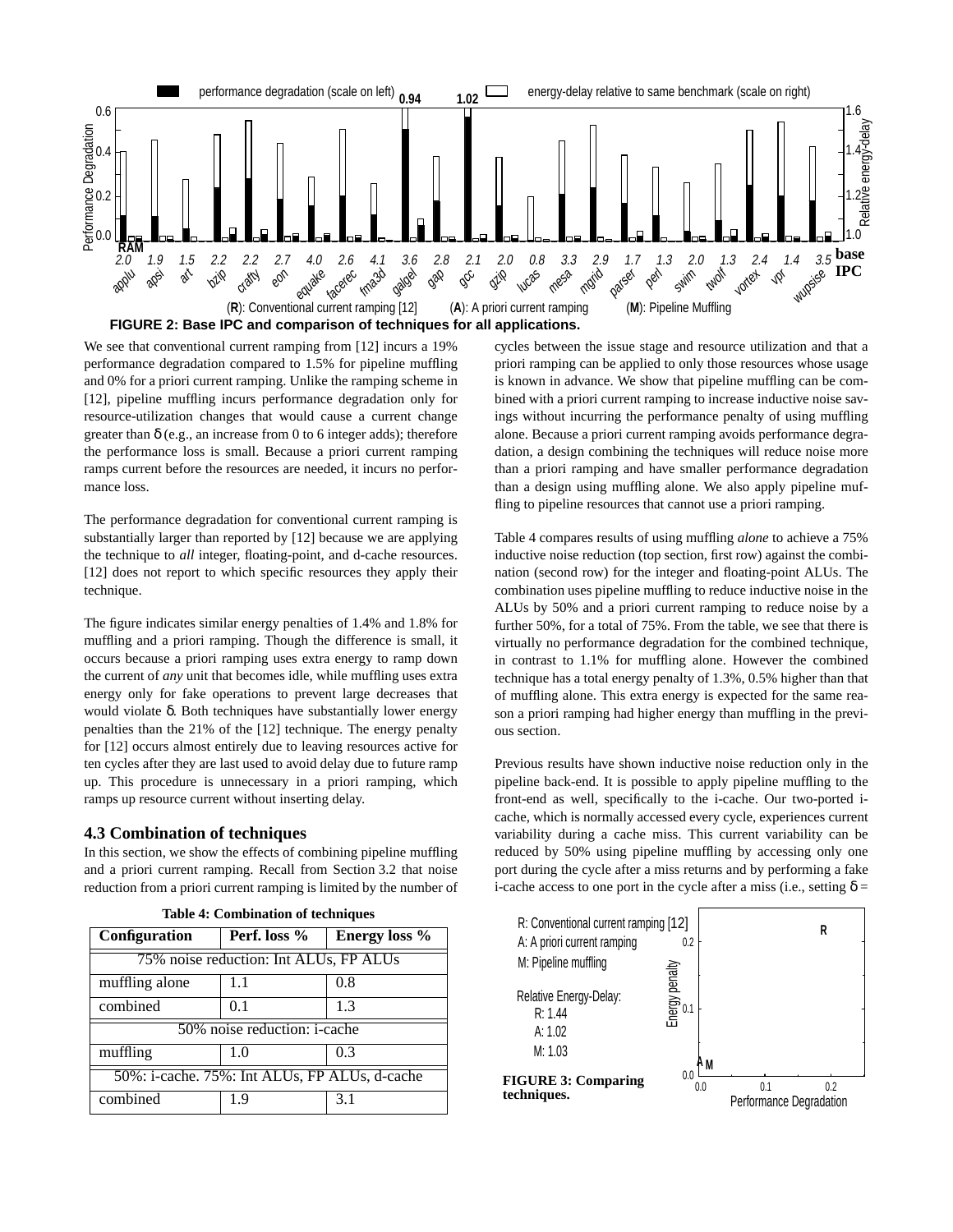**FIGURE 2: Base IPC and comparison of techniques for all applications.**

We see that conventional current ramping from [12] incurs a 19% performance degradation compared to 1.5% for pipeline muffling and 0% for a priori current ramping. Unlike the ramping scheme in [12], pipeline muffling incurs performance degradation only for resource-utilization changes that would cause a current change greater than δ (e.g., an increase from 0 to 6 integer adds); therefore the performance loss is small. Because a priori current ramping ramps current before the resources are needed, it incurs no performance loss.

The performance degradation for conventional current ramping is substantially larger than reported by [12] because we are applying the technique to *all* integer, floating-point, and d-cache resources. [12] does not report to which specific resources they apply their technique.

The figure indicates similar energy penalties of 1.4% and 1.8% for muffling and a priori ramping. Though the difference is small, it occurs because a priori ramping uses extra energy to ramp down the current of *any* unit that becomes idle, while muffling uses extra energy only for fake operations to prevent large decreases that would violate δ. Both techniques have substantially lower energy penalties than the 21% of the [12] technique. The energy penalty for [12] occurs almost entirely due to leaving resources active for ten cycles after they are last used to avoid delay due to future ramp up. This procedure is unnecessary in a priori ramping, which ramps up resource current without inserting delay.

### 4.3 Combination of techniques

In this section, we show the effects of combining pipeline muffling and a priori current ramping. Recall from Section 3.2 that noise reduction from a priori current ramping is limited by the number of cycles between the issue stage and resource utilization and that a priori ramping can be applied to only those resources whose usage is known in advance. We show that pipeline muffling can be combined with a priori current ramping to increase inductive noise savings without incurring the performance penalty of using muffling alone. Because a priori current ramping avoids performance degradation, a design combining the techniques will reduce noise more than a priori ramping and have smaller performance degradation than a design using muffling alone. We also apply pipeline muffling to pipeline resources that cannot use a priori ramping.

**Table 4: Combination of techniques**

| Configuration | Perf. loss % | Energy loss % |
|---|---|---|
| 75% noise reduction: Int ALUs, FP ALUs | | |
| muffling alone | 1.1 | 0.8 |
| combined | 0.1 | 1.3 |
| 50% noise reduction: i-cache | | |
| muffling | 1.0 | 0.3 |
| 50%: i-cache. 75%: Int ALUs, FP ALUs, d-cache | | |
| combined | 1.9 | 3.1 |

Table 4 compares results of using muffling *alone* to achieve a 75% inductive noise reduction (top section, first row) against the combination (second row) for the integer and floating-point ALUs. The combination uses pipeline muffling to reduce inductive noise in the ALUs by 50% and a priori current ramping to reduce noise by a further 50%, for a total of 75%. From the table, we see that there is virtually no performance degradation for the combined technique, in contrast to 1.1% for muffling alone. However the combined technique has a total energy penalty of 1.3%, 0.5% higher than that of muffling alone. This extra energy is expected for the same reason a priori ramping had higher energy than muffling in the previous section.

Previous results have shown inductive noise reduction only in the pipeline back-end. It is possible to apply pipeline muffling to the front-end as well, specifically to the i-cache. Our two-ported i-cache, which is normally accessed every cycle, experiences current variability during a cache miss. This current variability can be reduced by 50% using pipeline muffling by accessing only one port during the cycle after a miss returns and by performing a fake i-cache access to one port in the cycle after a miss (i.e., setting δ =

**FIGURE 3: Comparing techniques.**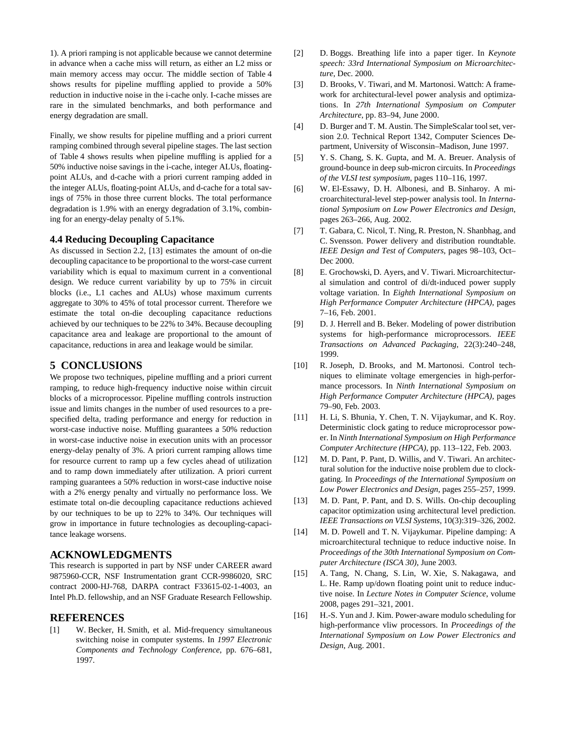1). A priori ramping is not applicable because we cannot determine in advance when a cache miss will return, as either an L2 miss or main memory access may occur. The middle section of Table 4 shows results for pipeline muffling applied to provide a 50% reduction in inductive noise in the i-cache only. I-cache misses are rare in the simulated benchmarks, and both performance and energy degradation are small.

Finally, we show results for pipeline muffling and a priori current ramping combined through several pipeline stages. The last section of Table 4 shows results when pipeline muffling is applied for a 50% inductive noise savings in the i-cache, integer ALUs, floating-point ALUs, and d-cache with a priori current ramping added in the integer ALUs, floating-point ALUs, and d-cache for a total savings of 75% in those three current blocks. The total performance degradation is 1.9% with an energy degradation of 3.1%, combining for an energy-delay penalty of 5.1%.

### 4.4 Reducing Decoupling Capacitance

As discussed in Section 2.2, [13] estimates the amount of on-die decoupling capacitance to be proportional to the worst-case current variability which is equal to maximum current in a conventional design. We reduce current variability by up to 75% in circuit blocks (i.e., L1 caches and ALUs) whose maximum currents aggregate to 30% to 45% of total processor current. Therefore we estimate the total on-die decoupling capacitance reductions achieved by our techniques to be 22% to 34%. Because decoupling capacitance area and leakage are proportional to the amount of capacitance, reductions in area and leakage would be similar.

## 5 CONCLUSIONS

We propose two techniques, pipeline muffling and a priori current ramping, to reduce high-frequency inductive noise within circuit blocks of a microprocessor. Pipeline muffling controls instruction issue and limits changes in the number of used resources to a pre-specified delta, trading performance and energy for reduction in worst-case inductive noise. Muffling guarantees a 50% reduction in worst-case inductive noise in execution units with an processor energy-delay penalty of 3%. A priori current ramping allows time for resource current to ramp up a few cycles ahead of utilization and to ramp down immediately after utilization. A priori current ramping guarantees a 50% reduction in worst-case inductive noise with a 2% energy penalty and virtually no performance loss. We estimate total on-die decoupling capacitance reductions achieved by our techniques to be up to 22% to 34%. Our techniques will grow in importance in future technologies as decoupling-capacitance leakage worsens.

## ACKNOWLEDGMENTS

This research is supported in part by NSF under CAREER award 9875960-CCR, NSF Instrumentation grant CCR-9986020, SRC contract 2000-HJ-768, DARPA contract F33615-02-1-4003, an Intel Ph.D. fellowship, and an NSF Graduate Research Fellowship.

## REFERENCES

[1] W. Becker, H. Smith, et al. Mid-frequency simultaneous switching noise in computer systems. In *1997 Electronic Components and Technology Conference*, pp. 676–681, 1997.

[2] D. Boggs. Breathing life into a paper tiger. In *Keynote speech: 33rd International Symposium on Microarchitecture*, Dec. 2000.

[3] D. Brooks, V. Tiwari, and M. Martonosi. Wattch: A framework for architectural-level power analysis and optimizations. In *27th International Symposium on Computer Architecture*, pp. 83–94, June 2000.

[4] D. Burger and T. M. Austin. The SimpleScalar tool set, version 2.0. Technical Report 1342, Computer Sciences Department, University of Wisconsin–Madison, June 1997.

[5] Y. S. Chang, S. K. Gupta, and M. A. Breuer. Analysis of ground-bounce in deep sub-micron circuits. In *Proceedings of the VLSI test symposium*, pages 110–116, 1997.

[6] W. El-Essawy, D. H. Albonesi, and B. Sinharoy. A microarchitectural-level step-power analysis tool. In *International Symposium on Low Power Electronics and Design*, pages 263–266, Aug. 2002.

[7] T. Gabara, C. Nicol, T. Ning, R. Preston, N. Shanbhag, and C. Svensson. Power delivery and distribution roundtable. *IEEE Design and Test of Computers*, pages 98–103, Oct–Dec 2000.

[8] E. Grochowski, D. Ayers, and V. Tiwari. Microarchitectural simulation and control of di/dt-induced power supply voltage variation. In *Eighth International Symposium on High Performance Computer Architecture (HPCA)*, pages 7–16, Feb. 2001.

[9] D. J. Herrell and B. Beker. Modeling of power distribution systems for high-performance microprocessors. *IEEE Transactions on Advanced Packaging*, 22(3):240–248, 1999.

[10] R. Joseph, D. Brooks, and M. Martonosi. Control techniques to eliminate voltage emergencies in high-performance processors. In *Ninth International Symposium on High Performance Computer Architecture (HPCA)*, pages 79–90, Feb. 2003.

[11] H. Li, S. Bhunia, Y. Chen, T. N. Vijaykumar, and K. Roy. Deterministic clock gating to reduce microprocessor power. In *Ninth International Symposium on High Performance Computer Architecture (HPCA)*, pp. 113–122, Feb. 2003.

[12] M. D. Pant, P. Pant, D. Willis, and V. Tiwari. An architectural solution for the inductive noise problem due to clock-gating. In *Proceedings of the International Symposium on Low Power Electronics and Design*, pages 255–257, 1999.

[13] M. D. Pant, P. Pant, and D. S. Wills. On-chip decoupling capacitor optimization using architectural level prediction. *IEEE Transactions on VLSI Systems*, 10(3):319–326, 2002.

[14] M. D. Powell and T. N. Vijaykumar. Pipeline damping: A microarchitectural technique to reduce inductive noise. In *Proceedings of the 30th International Symposium on Computer Architecture (ISCA 30)*, June 2003.

[15] A. Tang, N. Chang, S. Lin, W. Xie, S. Nakagawa, and L. He. Ramp up/down floating point unit to reduce inductive noise. In *Lecture Notes in Computer Science*, volume 2008, pages 291–321, 2001.

[16] H.-S. Yun and J. Kim. Power-aware modulo scheduling for high-performance vliw processors. In *Proceedings of the International Symposium on Low Power Electronics and Design*, Aug. 2001.